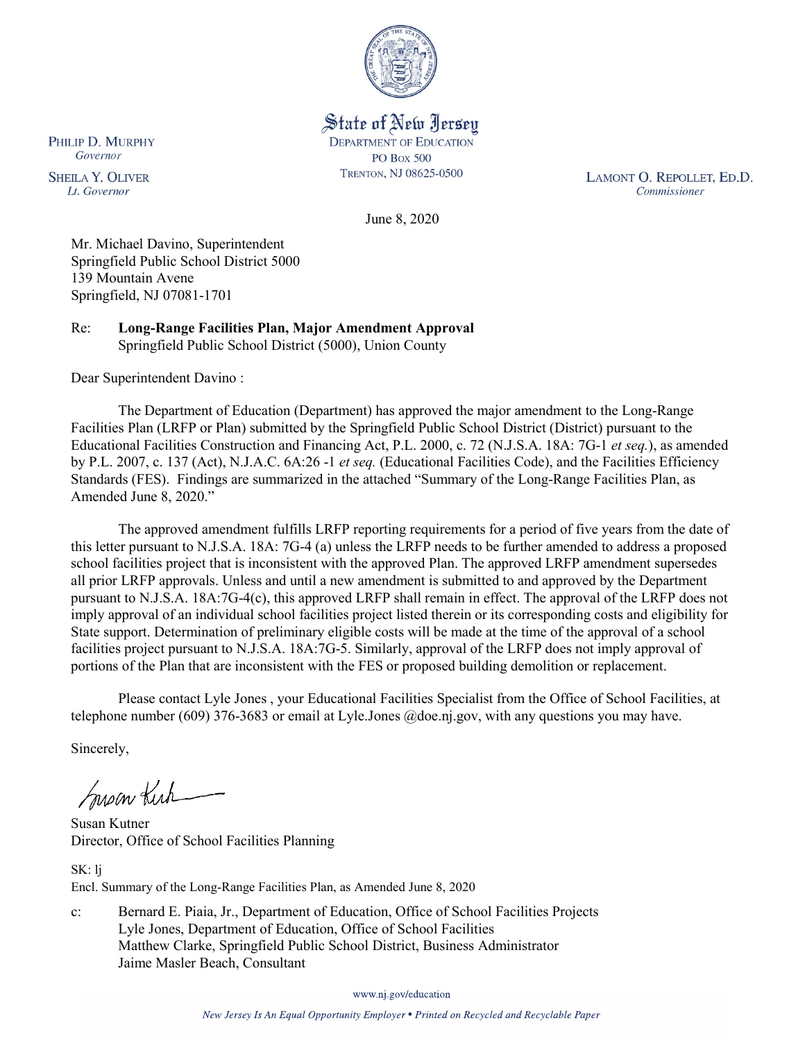PHILIP D. MURPHY
*Governor*

SHEILA Y. OLIVER
*Lt. Governor*

State of New Jersey
DEPARTMENT OF EDUCATION
PO BOX 500
TRENTON, NJ 08625-0500

LAMONT O. REPOLLET, ED.D.
*Commissioner*

June 8, 2020

Mr. Michael Davino, Superintendent
Springfield Public School District 5000
139 Mountain Avene
Springfield, NJ 07081-1701

Re: **Long-Range Facilities Plan, Major Amendment Approval**
Springfield Public School District (5000), Union County

Dear Superintendent Davino :

The Department of Education (Department) has approved the major amendment to the Long-Range Facilities Plan (LRFP or Plan) submitted by the Springfield Public School District (District) pursuant to the Educational Facilities Construction and Financing Act, P.L. 2000, c. 72 (N.J.S.A. 18A: 7G-1 *et seq.*), as amended by P.L. 2007, c. 137 (Act), N.J.A.C. 6A:26 -1 *et seq.* (Educational Facilities Code), and the Facilities Efficiency Standards (FES). Findings are summarized in the attached "Summary of the Long-Range Facilities Plan, as Amended June 8, 2020."

The approved amendment fulfills LRFP reporting requirements for a period of five years from the date of this letter pursuant to N.J.S.A. 18A: 7G-4 (a) unless the LRFP needs to be further amended to address a proposed school facilities project that is inconsistent with the approved Plan. The approved LRFP amendment supersedes all prior LRFP approvals. Unless and until a new amendment is submitted to and approved by the Department pursuant to N.J.S.A. 18A:7G-4(c), this approved LRFP shall remain in effect. The approval of the LRFP does not imply approval of an individual school facilities project listed therein or its corresponding costs and eligibility for State support. Determination of preliminary eligible costs will be made at the time of the approval of a school facilities project pursuant to N.J.S.A. 18A:7G-5. Similarly, approval of the LRFP does not imply approval of portions of the Plan that are inconsistent with the FES or proposed building demolition or replacement.

Please contact Lyle Jones , your Educational Facilities Specialist from the Office of School Facilities, at telephone number (609) 376-3683 or email at Lyle.Jones @doe.nj.gov, with any questions you may have.

Sincerely,

Susan Kutner
Director, Office of School Facilities Planning

SK: lj
Encl. Summary of the Long-Range Facilities Plan, as Amended June 8, 2020

c: Bernard E. Piaia, Jr., Department of Education, Office of School Facilities Projects
Lyle Jones, Department of Education, Office of School Facilities
Matthew Clarke, Springfield Public School District, Business Administrator
Jaime Masler Beach, Consultant

www.nj.gov/education

*New Jersey Is An Equal Opportunity Employer • Printed on Recycled and Recyclable Paper*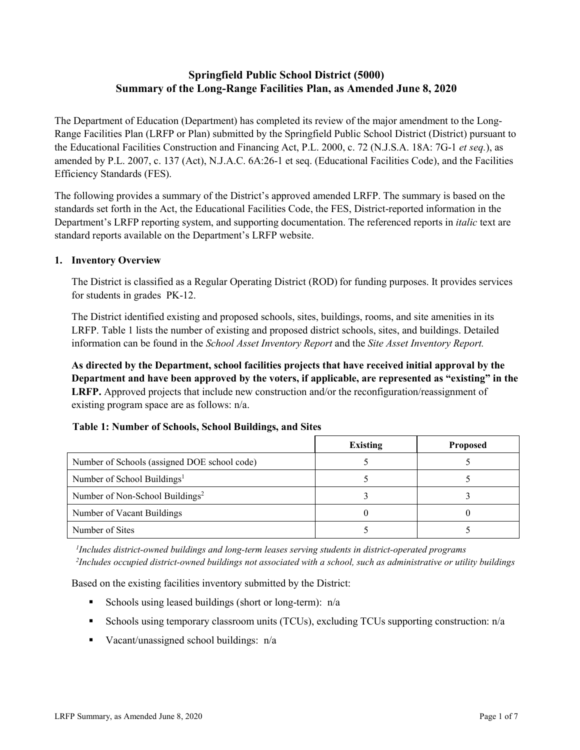# Springfield Public School District (5000)
# Summary of the Long-Range Facilities Plan, as Amended June 8, 2020

The Department of Education (Department) has completed its review of the major amendment to the Long-Range Facilities Plan (LRFP or Plan) submitted by the Springfield Public School District (District) pursuant to the Educational Facilities Construction and Financing Act, P.L. 2000, c. 72 (N.J.S.A. 18A: 7G-1 *et seq.*), as amended by P.L. 2007, c. 137 (Act), N.J.A.C. 6A:26-1 et seq. (Educational Facilities Code), and the Facilities Efficiency Standards (FES).

The following provides a summary of the District's approved amended LRFP. The summary is based on the standards set forth in the Act, the Educational Facilities Code, the FES, District-reported information in the Department's LRFP reporting system, and supporting documentation. The referenced reports in *italic* text are standard reports available on the Department's LRFP website.

## 1. Inventory Overview

The District is classified as a Regular Operating District (ROD) for funding purposes. It provides services for students in grades PK-12.

The District identified existing and proposed schools, sites, buildings, rooms, and site amenities in its LRFP. Table 1 lists the number of existing and proposed district schools, sites, and buildings. Detailed information can be found in the *School Asset Inventory Report* and the *Site Asset Inventory Report.*

**As directed by the Department, school facilities projects that have received initial approval by the Department and have been approved by the voters, if applicable, are represented as "existing" in the LRFP.** Approved projects that include new construction and/or the reconfiguration/reassignment of existing program space are as follows: n/a.

**Table 1: Number of Schools, School Buildings, and Sites**

| | Existing | Proposed |
|---|---|---|
| Number of Schools (assigned DOE school code) | 5 | 5 |
| Number of School Buildings[1] | 5 | 5 |
| Number of Non-School Buildings[2] | 3 | 3 |
| Number of Vacant Buildings | 0 | 0 |
| Number of Sites | 5 | 5 |

*[1]Includes district-owned buildings and long-term leases serving students in district-operated programs*
*[2]Includes occupied district-owned buildings not associated with a school, such as administrative or utility buildings*

Based on the existing facilities inventory submitted by the District:

- Schools using leased buildings (short or long-term): n/a
- Schools using temporary classroom units (TCUs), excluding TCUs supporting construction: n/a
- Vacant/unassigned school buildings: n/a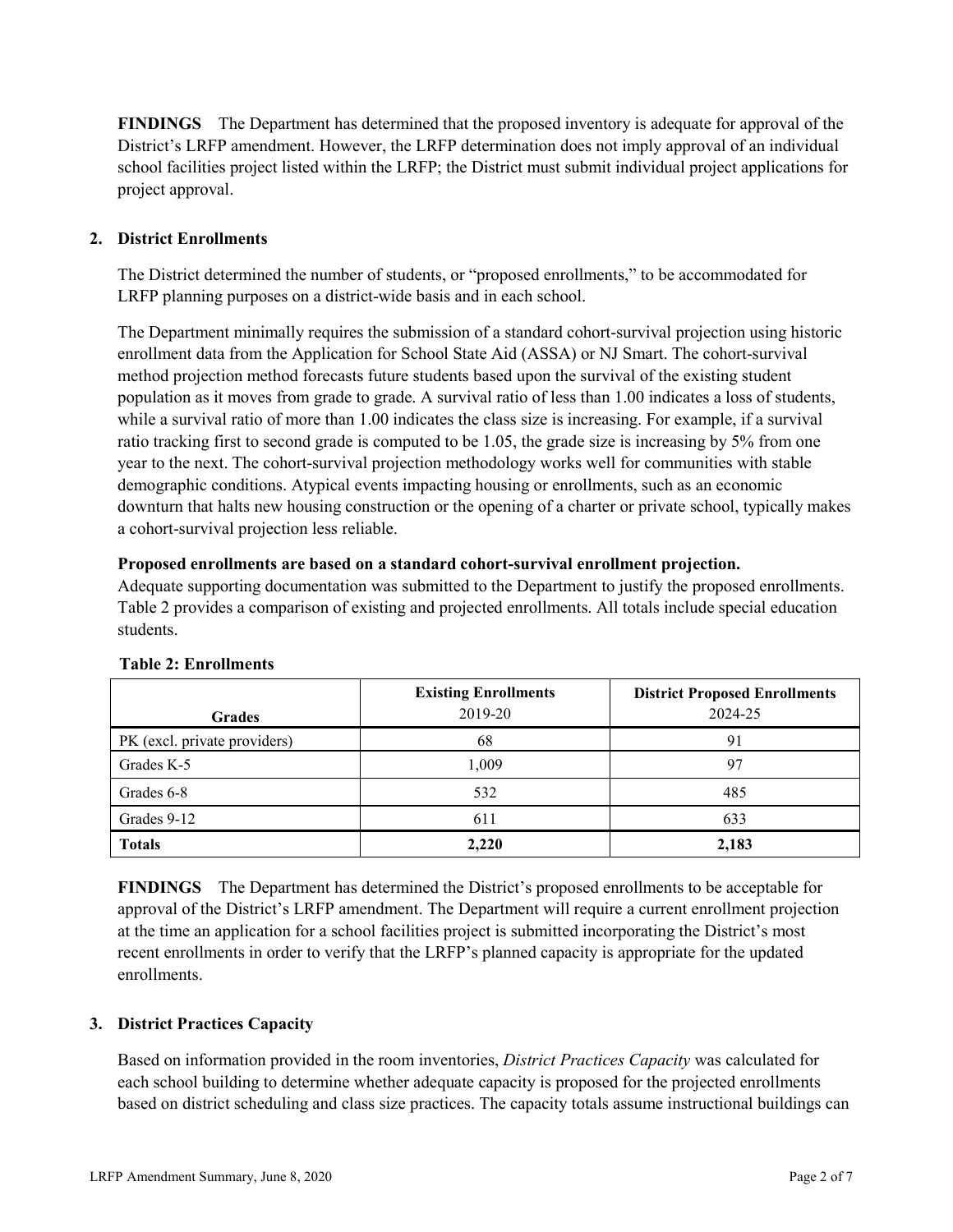**FINDINGS** The Department has determined that the proposed inventory is adequate for approval of the District's LRFP amendment. However, the LRFP determination does not imply approval of an individual school facilities project listed within the LRFP; the District must submit individual project applications for project approval.

## 2. District Enrollments

The District determined the number of students, or "proposed enrollments," to be accommodated for LRFP planning purposes on a district-wide basis and in each school.

The Department minimally requires the submission of a standard cohort-survival projection using historic enrollment data from the Application for School State Aid (ASSA) or NJ Smart. The cohort-survival method projection method forecasts future students based upon the survival of the existing student population as it moves from grade to grade. A survival ratio of less than 1.00 indicates a loss of students, while a survival ratio of more than 1.00 indicates the class size is increasing. For example, if a survival ratio tracking first to second grade is computed to be 1.05, the grade size is increasing by 5% from one year to the next. The cohort-survival projection methodology works well for communities with stable demographic conditions. Atypical events impacting housing or enrollments, such as an economic downturn that halts new housing construction or the opening of a charter or private school, typically makes a cohort-survival projection less reliable.

**Proposed enrollments are based on a standard cohort-survival enrollment projection.**
Adequate supporting documentation was submitted to the Department to justify the proposed enrollments. Table 2 provides a comparison of existing and projected enrollments. All totals include special education students.

**Table 2: Enrollments**

| Grades | Existing Enrollments 2019-20 | District Proposed Enrollments 2024-25 |
|---|---|---|
| PK (excl. private providers) | 68 | 91 |
| Grades K-5 | 1,009 | 97 |
| Grades 6-8 | 532 | 485 |
| Grades 9-12 | 611 | 633 |
| **Totals** | **2,220** | **2,183** |

**FINDINGS** The Department has determined the District's proposed enrollments to be acceptable for approval of the District's LRFP amendment. The Department will require a current enrollment projection at the time an application for a school facilities project is submitted incorporating the District's most recent enrollments in order to verify that the LRFP's planned capacity is appropriate for the updated enrollments.

## 3. District Practices Capacity

Based on information provided in the room inventories, *District Practices Capacity* was calculated for each school building to determine whether adequate capacity is proposed for the projected enrollments based on district scheduling and class size practices. The capacity totals assume instructional buildings can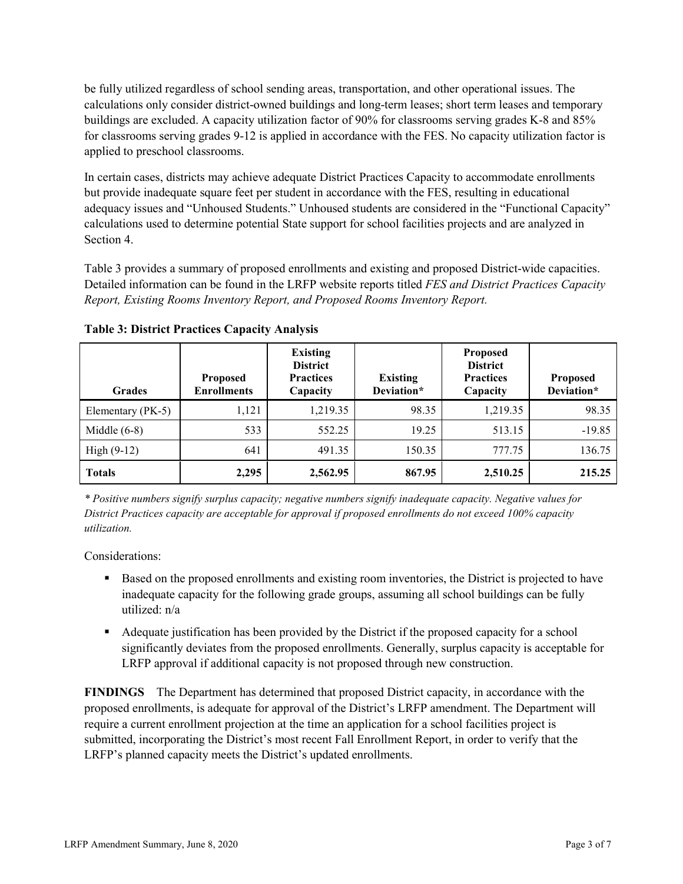be fully utilized regardless of school sending areas, transportation, and other operational issues. The calculations only consider district-owned buildings and long-term leases; short term leases and temporary buildings are excluded. A capacity utilization factor of 90% for classrooms serving grades K-8 and 85% for classrooms serving grades 9-12 is applied in accordance with the FES. No capacity utilization factor is applied to preschool classrooms.

In certain cases, districts may achieve adequate District Practices Capacity to accommodate enrollments but provide inadequate square feet per student in accordance with the FES, resulting in educational adequacy issues and "Unhoused Students." Unhoused students are considered in the "Functional Capacity" calculations used to determine potential State support for school facilities projects and are analyzed in Section 4.

Table 3 provides a summary of proposed enrollments and existing and proposed District-wide capacities. Detailed information can be found in the LRFP website reports titled *FES and District Practices Capacity Report, Existing Rooms Inventory Report, and Proposed Rooms Inventory Report.*

**Table 3: District Practices Capacity Analysis**

| Grades | Proposed Enrollments | Existing District Practices Capacity | Existing Deviation* | Proposed District Practices Capacity | Proposed Deviation* |
|---|---|---|---|---|---|
| Elementary (PK-5) | 1,121 | 1,219.35 | 98.35 | 1,219.35 | 98.35 |
| Middle (6-8) | 533 | 552.25 | 19.25 | 513.15 | -19.85 |
| High (9-12) | 641 | 491.35 | 150.35 | 777.75 | 136.75 |
| **Totals** | **2,295** | **2,562.95** | **867.95** | **2,510.25** | **215.25** |

*\* Positive numbers signify surplus capacity; negative numbers signify inadequate capacity. Negative values for District Practices capacity are acceptable for approval if proposed enrollments do not exceed 100% capacity utilization.*

Considerations:

- Based on the proposed enrollments and existing room inventories, the District is projected to have inadequate capacity for the following grade groups, assuming all school buildings can be fully utilized: n/a
- Adequate justification has been provided by the District if the proposed capacity for a school significantly deviates from the proposed enrollments. Generally, surplus capacity is acceptable for LRFP approval if additional capacity is not proposed through new construction.

**FINDINGS** The Department has determined that proposed District capacity, in accordance with the proposed enrollments, is adequate for approval of the District's LRFP amendment. The Department will require a current enrollment projection at the time an application for a school facilities project is submitted, incorporating the District's most recent Fall Enrollment Report, in order to verify that the LRFP's planned capacity meets the District's updated enrollments.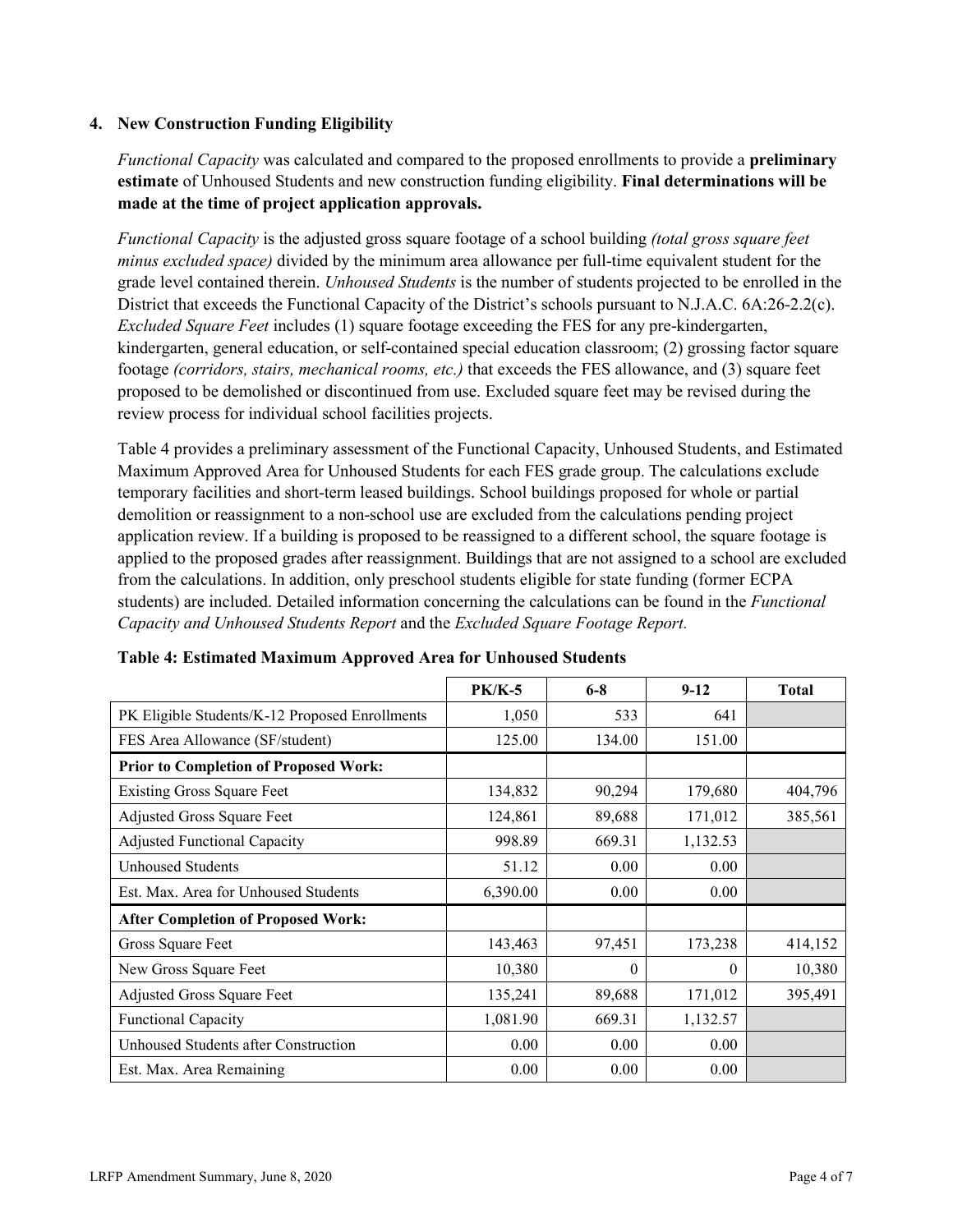## 4. New Construction Funding Eligibility

*Functional Capacity* was calculated and compared to the proposed enrollments to provide a **preliminary estimate** of Unhoused Students and new construction funding eligibility. **Final determinations will be made at the time of project application approvals.**

*Functional Capacity* is the adjusted gross square footage of a school building *(total gross square feet minus excluded space)* divided by the minimum area allowance per full-time equivalent student for the grade level contained therein. *Unhoused Students* is the number of students projected to be enrolled in the District that exceeds the Functional Capacity of the District's schools pursuant to N.J.A.C. 6A:26-2.2(c). *Excluded Square Feet* includes (1) square footage exceeding the FES for any pre-kindergarten, kindergarten, general education, or self-contained special education classroom; (2) grossing factor square footage *(corridors, stairs, mechanical rooms, etc.)* that exceeds the FES allowance, and (3) square feet proposed to be demolished or discontinued from use. Excluded square feet may be revised during the review process for individual school facilities projects.

Table 4 provides a preliminary assessment of the Functional Capacity, Unhoused Students, and Estimated Maximum Approved Area for Unhoused Students for each FES grade group. The calculations exclude temporary facilities and short-term leased buildings. School buildings proposed for whole or partial demolition or reassignment to a non-school use are excluded from the calculations pending project application review. If a building is proposed to be reassigned to a different school, the square footage is applied to the proposed grades after reassignment. Buildings that are not assigned to a school are excluded from the calculations. In addition, only preschool students eligible for state funding (former ECPA students) are included. Detailed information concerning the calculations can be found in the *Functional Capacity and Unhoused Students Report* and the *Excluded Square Footage Report.*

**Table 4: Estimated Maximum Approved Area for Unhoused Students**

| | PK/K-5 | 6-8 | 9-12 | Total |
|---|---|---|---|---|
| PK Eligible Students/K-12 Proposed Enrollments | 1,050 | 533 | 641 | |
| FES Area Allowance (SF/student) | 125.00 | 134.00 | 151.00 | |
| **Prior to Completion of Proposed Work:** | | | | |
| Existing Gross Square Feet | 134,832 | 90,294 | 179,680 | 404,796 |
| Adjusted Gross Square Feet | 124,861 | 89,688 | 171,012 | 385,561 |
| Adjusted Functional Capacity | 998.89 | 669.31 | 1,132.53 | |
| Unhoused Students | 51.12 | 0.00 | 0.00 | |
| Est. Max. Area for Unhoused Students | 6,390.00 | 0.00 | 0.00 | |
| **After Completion of Proposed Work:** | | | | |
| Gross Square Feet | 143,463 | 97,451 | 173,238 | 414,152 |
| New Gross Square Feet | 10,380 | 0 | 0 | 10,380 |
| Adjusted Gross Square Feet | 135,241 | 89,688 | 171,012 | 395,491 |
| Functional Capacity | 1,081.90 | 669.31 | 1,132.57 | |
| Unhoused Students after Construction | 0.00 | 0.00 | 0.00 | |
| Est. Max. Area Remaining | 0.00 | 0.00 | 0.00 | |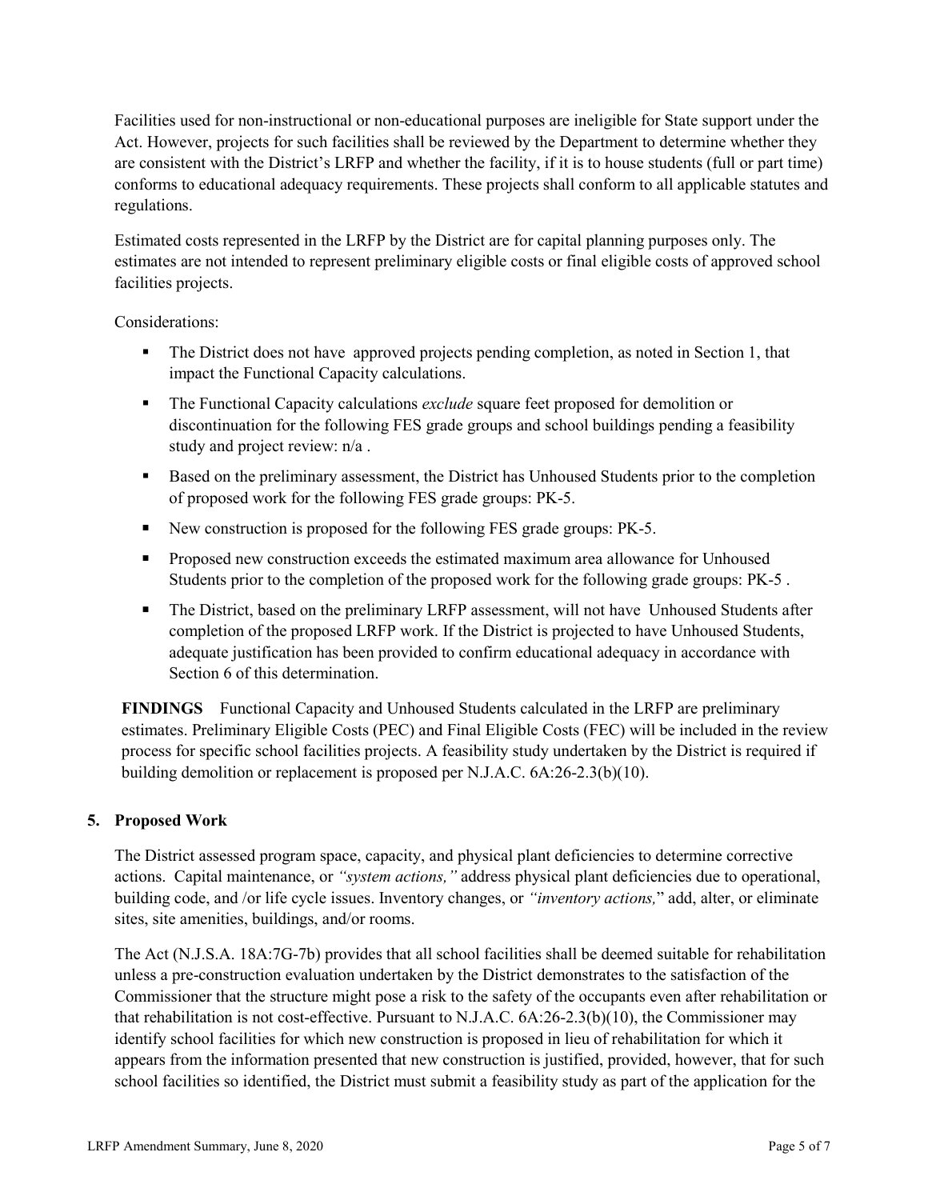Facilities used for non-instructional or non-educational purposes are ineligible for State support under the Act. However, projects for such facilities shall be reviewed by the Department to determine whether they are consistent with the District's LRFP and whether the facility, if it is to house students (full or part time) conforms to educational adequacy requirements. These projects shall conform to all applicable statutes and regulations.

Estimated costs represented in the LRFP by the District are for capital planning purposes only. The estimates are not intended to represent preliminary eligible costs or final eligible costs of approved school facilities projects.

Considerations:

- The District does not have approved projects pending completion, as noted in Section 1, that impact the Functional Capacity calculations.
- The Functional Capacity calculations *exclude* square feet proposed for demolition or discontinuation for the following FES grade groups and school buildings pending a feasibility study and project review: n/a .
- Based on the preliminary assessment, the District has Unhoused Students prior to the completion of proposed work for the following FES grade groups: PK-5.
- New construction is proposed for the following FES grade groups: PK-5.
- Proposed new construction exceeds the estimated maximum area allowance for Unhoused Students prior to the completion of the proposed work for the following grade groups: PK-5 .
- The District, based on the preliminary LRFP assessment, will not have Unhoused Students after completion of the proposed LRFP work. If the District is projected to have Unhoused Students, adequate justification has been provided to confirm educational adequacy in accordance with Section 6 of this determination.

**FINDINGS** Functional Capacity and Unhoused Students calculated in the LRFP are preliminary estimates. Preliminary Eligible Costs (PEC) and Final Eligible Costs (FEC) will be included in the review process for specific school facilities projects. A feasibility study undertaken by the District is required if building demolition or replacement is proposed per N.J.A.C. 6A:26-2.3(b)(10).

## 5. Proposed Work

The District assessed program space, capacity, and physical plant deficiencies to determine corrective actions. Capital maintenance, or *"system actions,"* address physical plant deficiencies due to operational, building code, and /or life cycle issues. Inventory changes, or *"inventory actions,"* add, alter, or eliminate sites, site amenities, buildings, and/or rooms.

The Act (N.J.S.A. 18A:7G-7b) provides that all school facilities shall be deemed suitable for rehabilitation unless a pre-construction evaluation undertaken by the District demonstrates to the satisfaction of the Commissioner that the structure might pose a risk to the safety of the occupants even after rehabilitation or that rehabilitation is not cost-effective. Pursuant to N.J.A.C. 6A:26-2.3(b)(10), the Commissioner may identify school facilities for which new construction is proposed in lieu of rehabilitation for which it appears from the information presented that new construction is justified, provided, however, that for such school facilities so identified, the District must submit a feasibility study as part of the application for the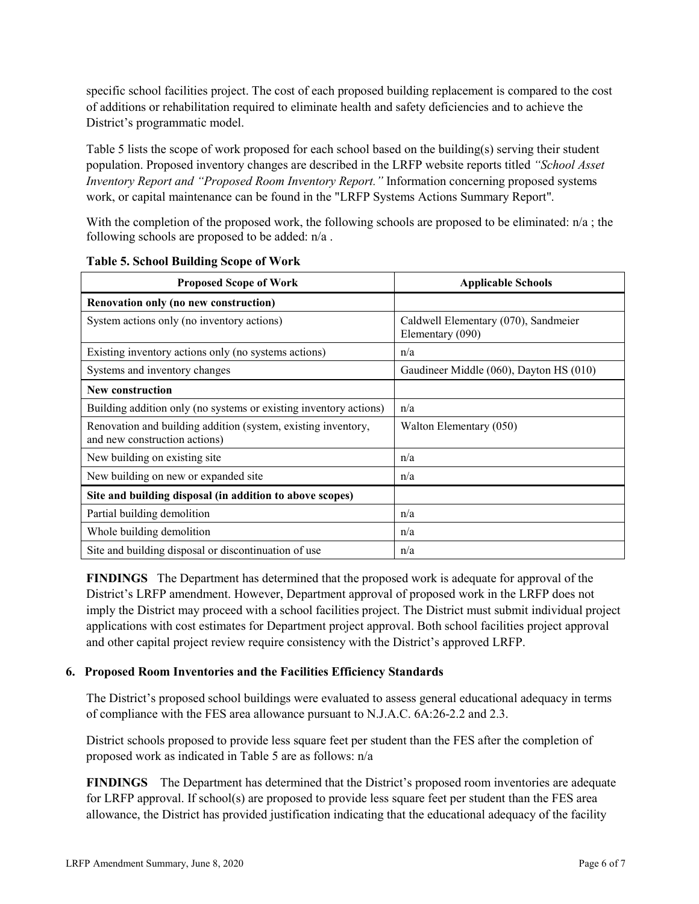specific school facilities project. The cost of each proposed building replacement is compared to the cost of additions or rehabilitation required to eliminate health and safety deficiencies and to achieve the District's programmatic model.

Table 5 lists the scope of work proposed for each school based on the building(s) serving their student population. Proposed inventory changes are described in the LRFP website reports titled *"School Asset Inventory Report and "Proposed Room Inventory Report."* Information concerning proposed systems work, or capital maintenance can be found in the "LRFP Systems Actions Summary Report".

With the completion of the proposed work, the following schools are proposed to be eliminated: n/a ; the following schools are proposed to be added: n/a .

**Table 5. School Building Scope of Work**

| Proposed Scope of Work | Applicable Schools |
|---|---|
| **Renovation only (no new construction)** | |
| System actions only (no inventory actions) | Caldwell Elementary (070), Sandmeier Elementary (090) |
| Existing inventory actions only (no systems actions) | n/a |
| Systems and inventory changes | Gaudineer Middle (060), Dayton HS (010) |
| **New construction** | |
| Building addition only (no systems or existing inventory actions) | n/a |
| Renovation and building addition (system, existing inventory, and new construction actions) | Walton Elementary (050) |
| New building on existing site | n/a |
| New building on new or expanded site | n/a |
| **Site and building disposal (in addition to above scopes)** | |
| Partial building demolition | n/a |
| Whole building demolition | n/a |
| Site and building disposal or discontinuation of use | n/a |

**FINDINGS** The Department has determined that the proposed work is adequate for approval of the District's LRFP amendment. However, Department approval of proposed work in the LRFP does not imply the District may proceed with a school facilities project. The District must submit individual project applications with cost estimates for Department project approval. Both school facilities project approval and other capital project review require consistency with the District's approved LRFP.

## 6. Proposed Room Inventories and the Facilities Efficiency Standards

The District's proposed school buildings were evaluated to assess general educational adequacy in terms of compliance with the FES area allowance pursuant to N.J.A.C. 6A:26-2.2 and 2.3.

District schools proposed to provide less square feet per student than the FES after the completion of proposed work as indicated in Table 5 are as follows: n/a

**FINDINGS** The Department has determined that the District's proposed room inventories are adequate for LRFP approval. If school(s) are proposed to provide less square feet per student than the FES area allowance, the District has provided justification indicating that the educational adequacy of the facility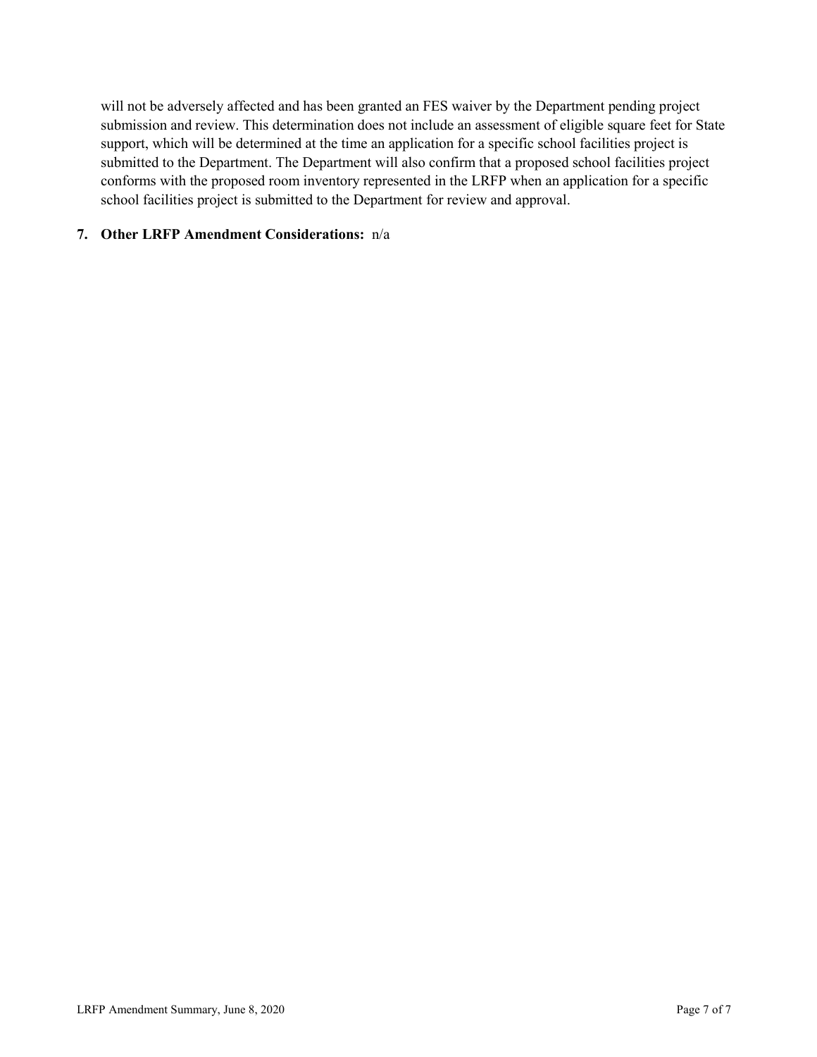will not be adversely affected and has been granted an FES waiver by the Department pending project submission and review. This determination does not include an assessment of eligible square feet for State support, which will be determined at the time an application for a specific school facilities project is submitted to the Department. The Department will also confirm that a proposed school facilities project conforms with the proposed room inventory represented in the LRFP when an application for a specific school facilities project is submitted to the Department for review and approval.

7. **Other LRFP Amendment Considerations:** n/a